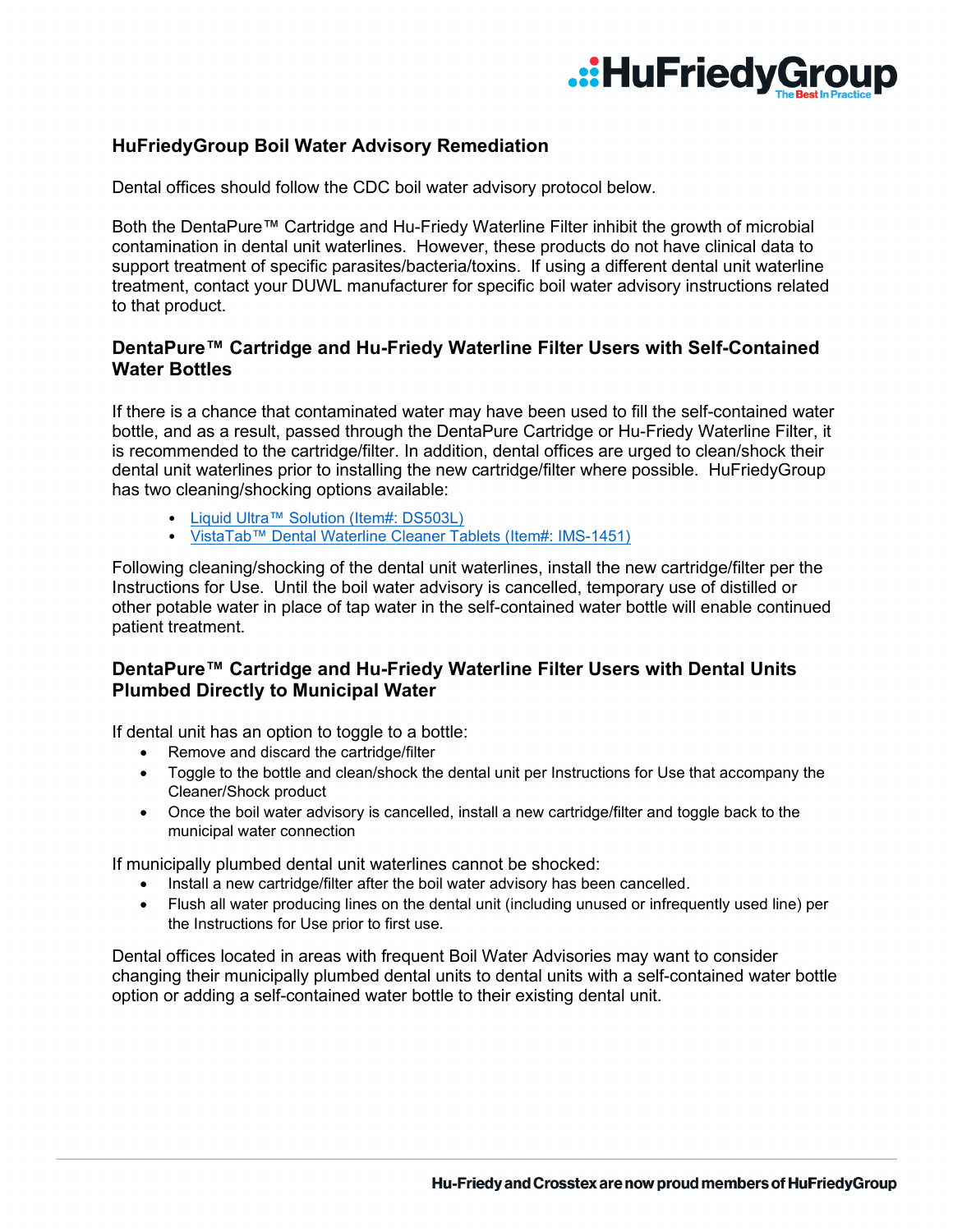# HuFriedyGroup Boil Water Advisory Remediation

Dental offices should follow the CDC boil water advisory protocol below.

Both the DentaPure™ Cartridge and Hu-Friedy Waterline Filter inhibit the growth of microbial contamination in dental unit waterlines. However, these products do not have clinical data to support treatment of specific parasites/bacteria/toxins. If using a different dental unit waterline treatment, contact your DUWL manufacturer for specific boil water advisory instructions related to that product.

## DentaPure™ Cartridge and Hu-Friedy Waterline Filter Users with Self-Contained Water Bottles

If there is a chance that contaminated water may have been used to fill the self-contained water bottle, and as a result, passed through the DentaPure Cartridge or Hu-Friedy Waterline Filter, it is recommended to the cartridge/filter. In addition, dental offices are urged to clean/shock their dental unit waterlines prior to installing the new cartridge/filter where possible. HuFriedyGroup has two cleaning/shocking options available:

- Liquid Ultra™ Solution (Item#: DS503L)
- VistaTab™ Dental Waterline Cleaner Tablets (Item#: IMS-1451)

Following cleaning/shocking of the dental unit waterlines, install the new cartridge/filter per the Instructions for Use. Until the boil water advisory is cancelled, temporary use of distilled or other potable water in place of tap water in the self-contained water bottle will enable continued patient treatment.

## DentaPure™ Cartridge and Hu-Friedy Waterline Filter Users with Dental Units Plumbed Directly to Municipal Water

If dental unit has an option to toggle to a bottle:

- Remove and discard the cartridge/filter
- Toggle to the bottle and clean/shock the dental unit per Instructions for Use that accompany the Cleaner/Shock product
- Once the boil water advisory is cancelled, install a new cartridge/filter and toggle back to the municipal water connection

If municipally plumbed dental unit waterlines cannot be shocked:

- Install a new cartridge/filter after the boil water advisory has been cancelled.
- Flush all water producing lines on the dental unit (including unused or infrequently used line) per the Instructions for Use prior to first use.

Dental offices located in areas with frequent Boil Water Advisories may want to consider changing their municipally plumbed dental units to dental units with a self-contained water bottle option or adding a self-contained water bottle to their existing dental unit.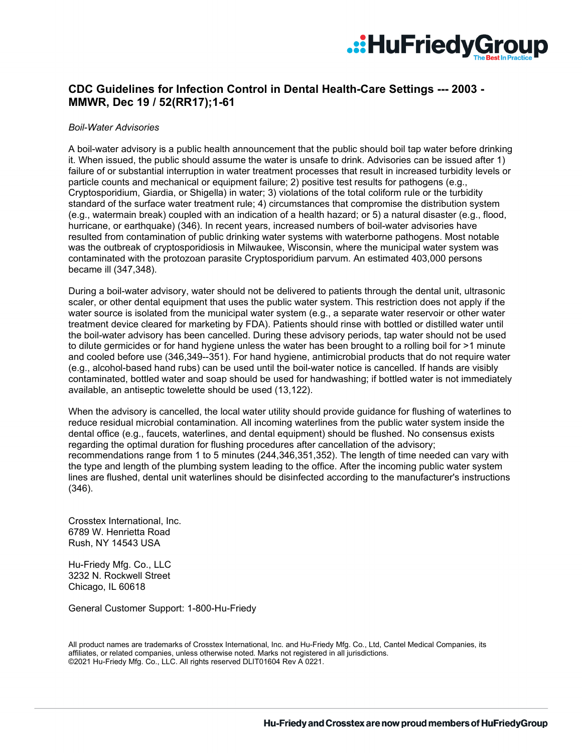## CDC Guidelines for Infection Control in Dental Health-Care Settings --- 2003 - MMWR, Dec 19 / 52(RR17);1-61

*Boil-Water Advisories*

A boil-water advisory is a public health announcement that the public should boil tap water before drinking it. When issued, the public should assume the water is unsafe to drink. Advisories can be issued after 1) failure of or substantial interruption in water treatment processes that result in increased turbidity levels or particle counts and mechanical or equipment failure; 2) positive test results for pathogens (e.g., Cryptosporidium, Giardia, or Shigella) in water; 3) violations of the total coliform rule or the turbidity standard of the surface water treatment rule; 4) circumstances that compromise the distribution system (e.g., watermain break) coupled with an indication of a health hazard; or 5) a natural disaster (e.g., flood, hurricane, or earthquake) (346). In recent years, increased numbers of boil-water advisories have resulted from contamination of public drinking water systems with waterborne pathogens. Most notable was the outbreak of cryptosporidiosis in Milwaukee, Wisconsin, where the municipal water system was contaminated with the protozoan parasite Cryptosporidium parvum. An estimated 403,000 persons became ill (347,348).

During a boil-water advisory, water should not be delivered to patients through the dental unit, ultrasonic scaler, or other dental equipment that uses the public water system. This restriction does not apply if the water source is isolated from the municipal water system (e.g., a separate water reservoir or other water treatment device cleared for marketing by FDA). Patients should rinse with bottled or distilled water until the boil-water advisory has been cancelled. During these advisory periods, tap water should not be used to dilute germicides or for hand hygiene unless the water has been brought to a rolling boil for >1 minute and cooled before use (346,349--351). For hand hygiene, antimicrobial products that do not require water (e.g., alcohol-based hand rubs) can be used until the boil-water notice is cancelled. If hands are visibly contaminated, bottled water and soap should be used for handwashing; if bottled water is not immediately available, an antiseptic towelette should be used (13,122).

When the advisory is cancelled, the local water utility should provide guidance for flushing of waterlines to reduce residual microbial contamination. All incoming waterlines from the public water system inside the dental office (e.g., faucets, waterlines, and dental equipment) should be flushed. No consensus exists regarding the optimal duration for flushing procedures after cancellation of the advisory; recommendations range from 1 to 5 minutes (244,346,351,352). The length of time needed can vary with the type and length of the plumbing system leading to the office. After the incoming public water system lines are flushed, dental unit waterlines should be disinfected according to the manufacturer's instructions (346).

Crosstex International, Inc.
6789 W. Henrietta Road
Rush, NY 14543 USA

Hu-Friedy Mfg. Co., LLC
3232 N. Rockwell Street
Chicago, IL 60618

General Customer Support: 1-800-Hu-Friedy

All product names are trademarks of Crosstex International, Inc. and Hu-Friedy Mfg. Co., Ltd, Cantel Medical Companies, its affiliates, or related companies, unless otherwise noted. Marks not registered in all jurisdictions.
©2021 Hu-Friedy Mfg. Co., LLC. All rights reserved DLIT01604 Rev A 0221.

**Hu-Friedy and Crosstex are now proud members of HuFriedyGroup**